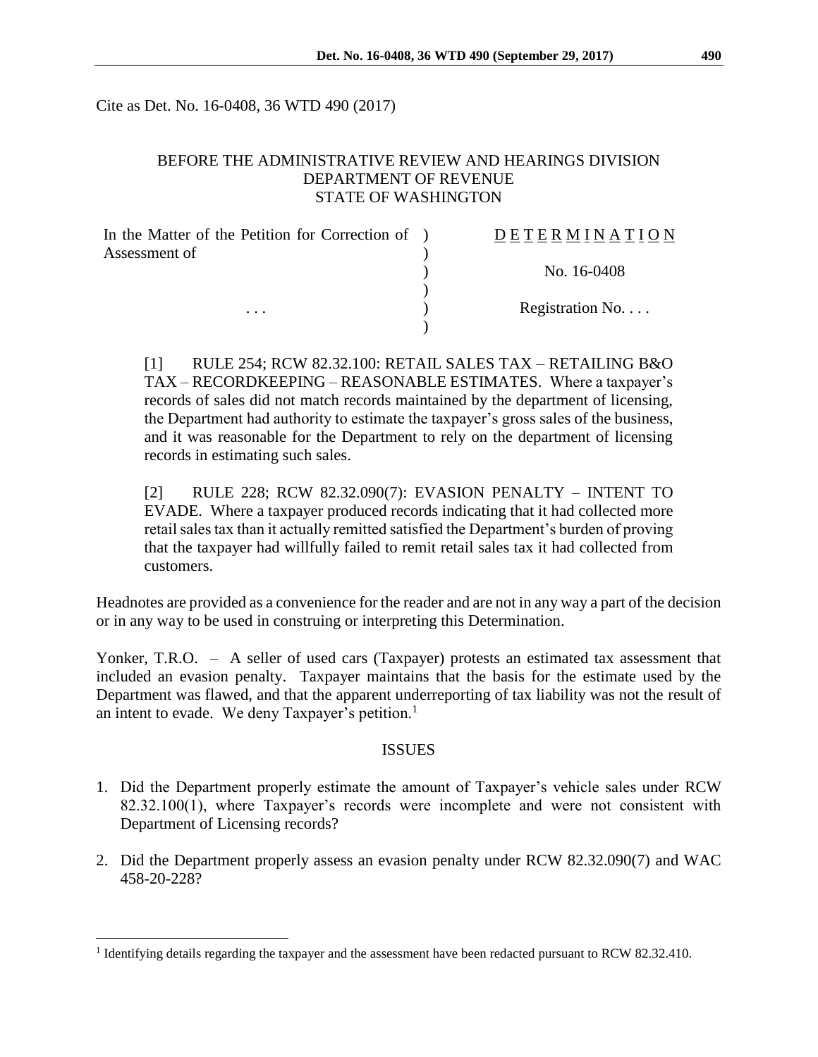Cite as Det. No. 16-0408, 36 WTD 490 (2017)

BEFORE THE ADMINISTRATIVE REVIEW AND HEARINGS DIVISION
DEPARTMENT OF REVENUE
STATE OF WASHINGTON

| | | |
|---|---|---|
| In the Matter of the Petition for Correction of Assessment of | ) | D E T E R M I N A T I O N |
| | ) | No. 16-0408 |
| . . . | ) | Registration No. . . . |

[1] RULE 254; RCW 82.32.100: RETAIL SALES TAX – RETAILING B&O TAX – RECORDKEEPING – REASONABLE ESTIMATES. Where a taxpayer's records of sales did not match records maintained by the department of licensing, the Department had authority to estimate the taxpayer's gross sales of the business, and it was reasonable for the Department to rely on the department of licensing records in estimating such sales.

[2] RULE 228; RCW 82.32.090(7): EVASION PENALTY – INTENT TO EVADE. Where a taxpayer produced records indicating that it had collected more retail sales tax than it actually remitted satisfied the Department's burden of proving that the taxpayer had willfully failed to remit retail sales tax it had collected from customers.

Headnotes are provided as a convenience for the reader and are not in any way a part of the decision or in any way to be used in construing or interpreting this Determination.

Yonker, T.R.O. – A seller of used cars (Taxpayer) protests an estimated tax assessment that included an evasion penalty. Taxpayer maintains that the basis for the estimate used by the Department was flawed, and that the apparent underreporting of tax liability was not the result of an intent to evade. We deny Taxpayer's petition.[1]

## ISSUES

1. Did the Department properly estimate the amount of Taxpayer's vehicle sales under RCW 82.32.100(1), where Taxpayer's records were incomplete and were not consistent with Department of Licensing records?

2. Did the Department properly assess an evasion penalty under RCW 82.32.090(7) and WAC 458-20-228?

[1] Identifying details regarding the taxpayer and the assessment have been redacted pursuant to RCW 82.32.410.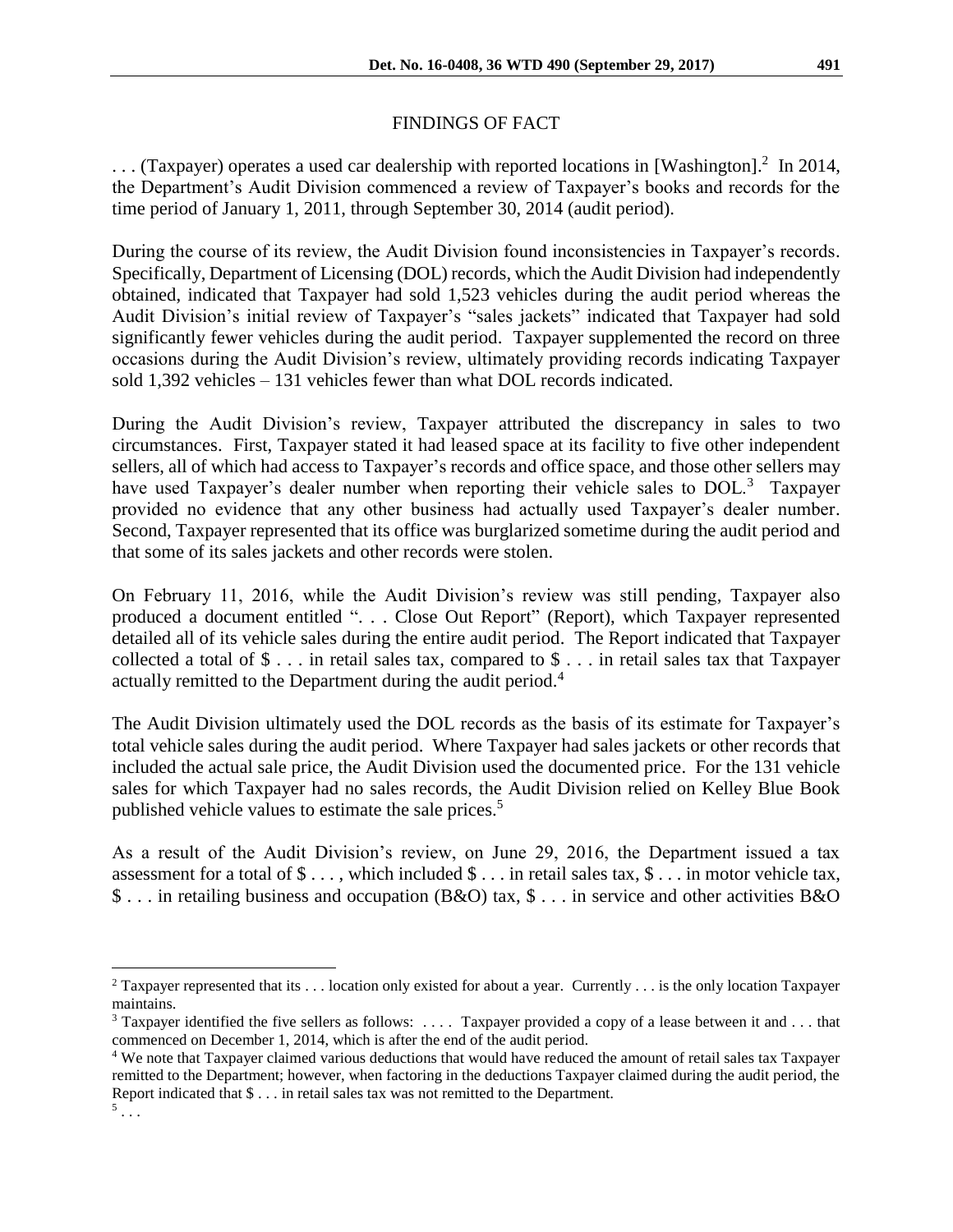## FINDINGS OF FACT

. . . (Taxpayer) operates a used car dealership with reported locations in [Washington].[2] In 2014, the Department's Audit Division commenced a review of Taxpayer's books and records for the time period of January 1, 2011, through September 30, 2014 (audit period).

During the course of its review, the Audit Division found inconsistencies in Taxpayer's records. Specifically, Department of Licensing (DOL) records, which the Audit Division had independently obtained, indicated that Taxpayer had sold 1,523 vehicles during the audit period whereas the Audit Division's initial review of Taxpayer's "sales jackets" indicated that Taxpayer had sold significantly fewer vehicles during the audit period. Taxpayer supplemented the record on three occasions during the Audit Division's review, ultimately providing records indicating Taxpayer sold 1,392 vehicles – 131 vehicles fewer than what DOL records indicated.

During the Audit Division's review, Taxpayer attributed the discrepancy in sales to two circumstances. First, Taxpayer stated it had leased space at its facility to five other independent sellers, all of which had access to Taxpayer's records and office space, and those other sellers may have used Taxpayer's dealer number when reporting their vehicle sales to DOL.[3] Taxpayer provided no evidence that any other business had actually used Taxpayer's dealer number. Second, Taxpayer represented that its office was burglarized sometime during the audit period and that some of its sales jackets and other records were stolen.

On February 11, 2016, while the Audit Division's review was still pending, Taxpayer also produced a document entitled ". . . Close Out Report" (Report), which Taxpayer represented detailed all of its vehicle sales during the entire audit period. The Report indicated that Taxpayer collected a total of $ . . . in retail sales tax, compared to $ . . . in retail sales tax that Taxpayer actually remitted to the Department during the audit period.[4]

The Audit Division ultimately used the DOL records as the basis of its estimate for Taxpayer's total vehicle sales during the audit period. Where Taxpayer had sales jackets or other records that included the actual sale price, the Audit Division used the documented price. For the 131 vehicle sales for which Taxpayer had no sales records, the Audit Division relied on Kelley Blue Book published vehicle values to estimate the sale prices.[5]

As a result of the Audit Division's review, on June 29, 2016, the Department issued a tax assessment for a total of $ . . . , which included $ . . . in retail sales tax, $ . . . in motor vehicle tax, $ . . . in retailing business and occupation (B&O) tax, $ . . . in service and other activities B&O

---

[2] Taxpayer represented that its . . . location only existed for about a year. Currently . . . is the only location Taxpayer maintains.

[3] Taxpayer identified the five sellers as follows: . . . . Taxpayer provided a copy of a lease between it and . . . that commenced on December 1, 2014, which is after the end of the audit period.

[4] We note that Taxpayer claimed various deductions that would have reduced the amount of retail sales tax Taxpayer remitted to the Department; however, when factoring in the deductions Taxpayer claimed during the audit period, the Report indicated that $ . . . in retail sales tax was not remitted to the Department.

[5] . . .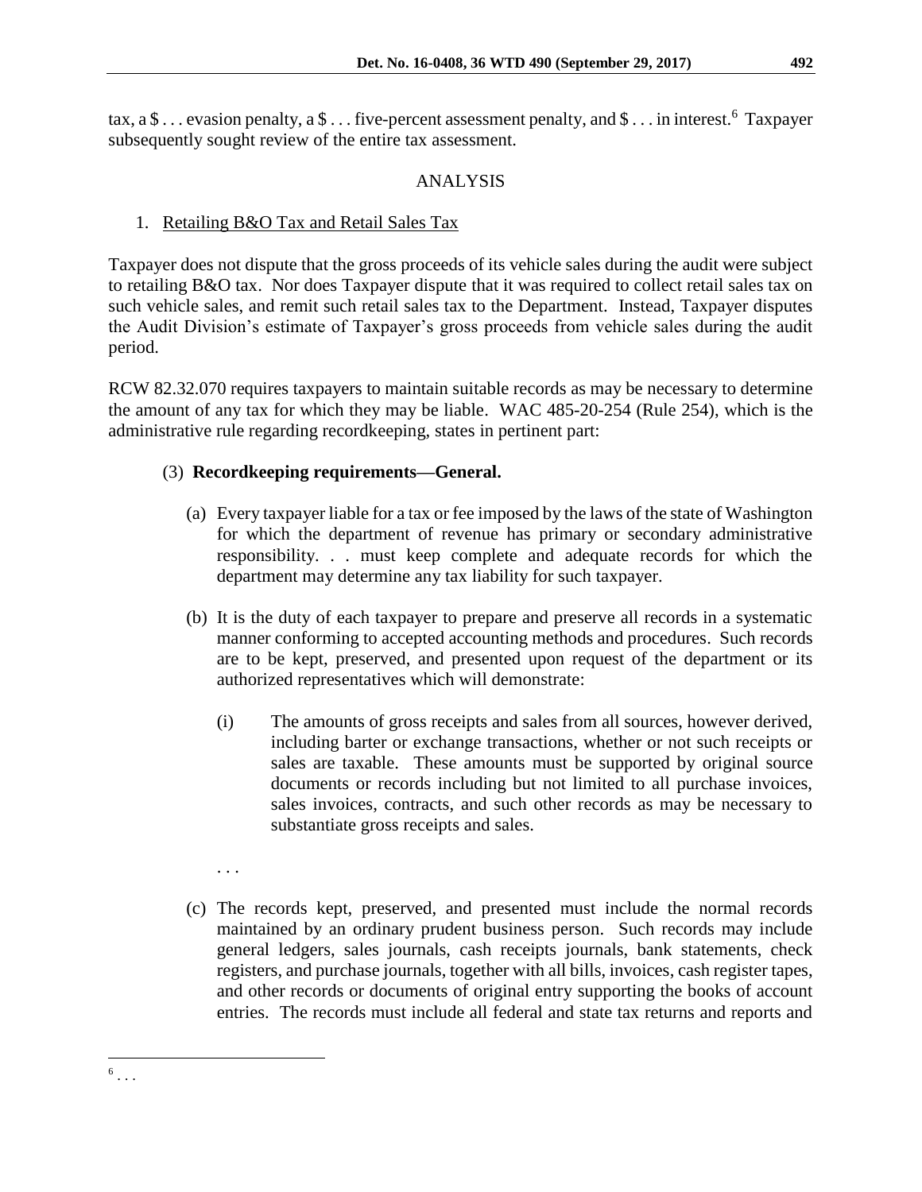tax, a $ . . . evasion penalty, a $ . . . five-percent assessment penalty, and $ . . . in interest.[6] Taxpayer subsequently sought review of the entire tax assessment.

## ANALYSIS

1. Retailing B&O Tax and Retail Sales Tax

Taxpayer does not dispute that the gross proceeds of its vehicle sales during the audit were subject to retailing B&O tax. Nor does Taxpayer dispute that it was required to collect retail sales tax on such vehicle sales, and remit such retail sales tax to the Department. Instead, Taxpayer disputes the Audit Division's estimate of Taxpayer's gross proceeds from vehicle sales during the audit period.

RCW 82.32.070 requires taxpayers to maintain suitable records as may be necessary to determine the amount of any tax for which they may be liable. WAC 485-20-254 (Rule 254), which is the administrative rule regarding recordkeeping, states in pertinent part:

> (3) **Recordkeeping requirements—General.**
>
> (a) Every taxpayer liable for a tax or fee imposed by the laws of the state of Washington for which the department of revenue has primary or secondary administrative responsibility. . . must keep complete and adequate records for which the department may determine any tax liability for such taxpayer.
>
> (b) It is the duty of each taxpayer to prepare and preserve all records in a systematic manner conforming to accepted accounting methods and procedures. Such records are to be kept, preserved, and presented upon request of the department or its authorized representatives which will demonstrate:
>
> (i) The amounts of gross receipts and sales from all sources, however derived, including barter or exchange transactions, whether or not such receipts or sales are taxable. These amounts must be supported by original source documents or records including but not limited to all purchase invoices, sales invoices, contracts, and such other records as may be necessary to substantiate gross receipts and sales.
>
> . . .
>
> (c) The records kept, preserved, and presented must include the normal records maintained by an ordinary prudent business person. Such records may include general ledgers, sales journals, cash receipts journals, bank statements, check registers, and purchase journals, together with all bills, invoices, cash register tapes, and other records or documents of original entry supporting the books of account entries. The records must include all federal and state tax returns and reports and

[6] . . .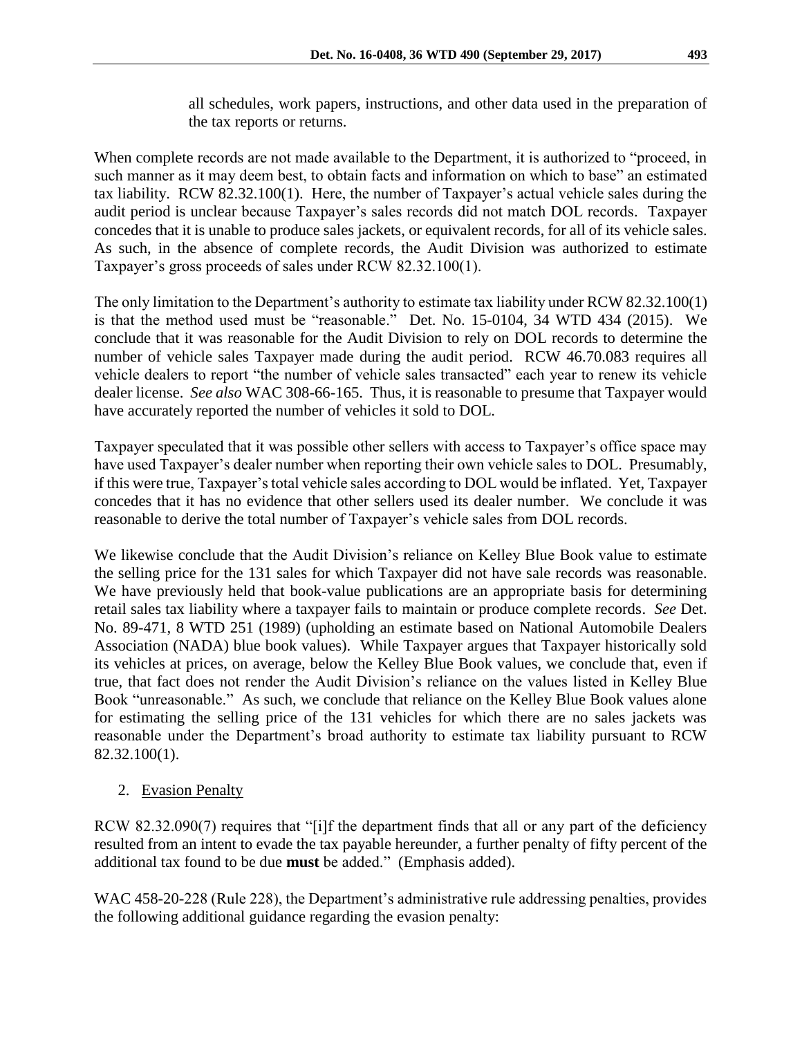all schedules, work papers, instructions, and other data used in the preparation of the tax reports or returns.

When complete records are not made available to the Department, it is authorized to "proceed, in such manner as it may deem best, to obtain facts and information on which to base" an estimated tax liability. RCW 82.32.100(1). Here, the number of Taxpayer's actual vehicle sales during the audit period is unclear because Taxpayer's sales records did not match DOL records. Taxpayer concedes that it is unable to produce sales jackets, or equivalent records, for all of its vehicle sales. As such, in the absence of complete records, the Audit Division was authorized to estimate Taxpayer's gross proceeds of sales under RCW 82.32.100(1).

The only limitation to the Department's authority to estimate tax liability under RCW 82.32.100(1) is that the method used must be "reasonable." Det. No. 15-0104, 34 WTD 434 (2015). We conclude that it was reasonable for the Audit Division to rely on DOL records to determine the number of vehicle sales Taxpayer made during the audit period. RCW 46.70.083 requires all vehicle dealers to report "the number of vehicle sales transacted" each year to renew its vehicle dealer license. *See also* WAC 308-66-165. Thus, it is reasonable to presume that Taxpayer would have accurately reported the number of vehicles it sold to DOL.

Taxpayer speculated that it was possible other sellers with access to Taxpayer's office space may have used Taxpayer's dealer number when reporting their own vehicle sales to DOL. Presumably, if this were true, Taxpayer's total vehicle sales according to DOL would be inflated. Yet, Taxpayer concedes that it has no evidence that other sellers used its dealer number. We conclude it was reasonable to derive the total number of Taxpayer's vehicle sales from DOL records.

We likewise conclude that the Audit Division's reliance on Kelley Blue Book value to estimate the selling price for the 131 sales for which Taxpayer did not have sale records was reasonable. We have previously held that book-value publications are an appropriate basis for determining retail sales tax liability where a taxpayer fails to maintain or produce complete records. *See* Det. No. 89-471, 8 WTD 251 (1989) (upholding an estimate based on National Automobile Dealers Association (NADA) blue book values). While Taxpayer argues that Taxpayer historically sold its vehicles at prices, on average, below the Kelley Blue Book values, we conclude that, even if true, that fact does not render the Audit Division's reliance on the values listed in Kelley Blue Book "unreasonable." As such, we conclude that reliance on the Kelley Blue Book values alone for estimating the selling price of the 131 vehicles for which there are no sales jackets was reasonable under the Department's broad authority to estimate tax liability pursuant to RCW 82.32.100(1).

2. Evasion Penalty

RCW 82.32.090(7) requires that "[i]f the department finds that all or any part of the deficiency resulted from an intent to evade the tax payable hereunder, a further penalty of fifty percent of the additional tax found to be due **must** be added." (Emphasis added).

WAC 458-20-228 (Rule 228), the Department's administrative rule addressing penalties, provides the following additional guidance regarding the evasion penalty: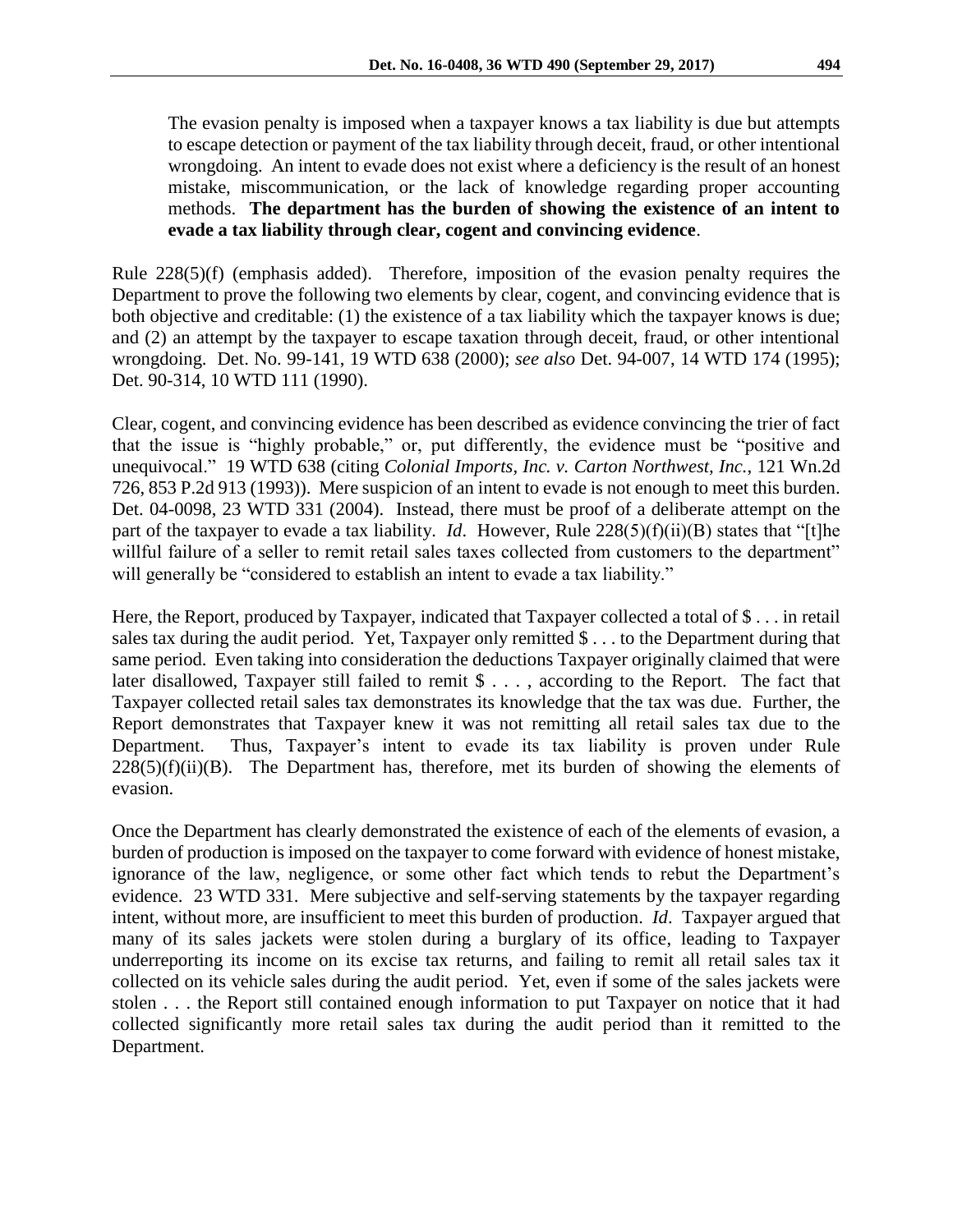> The evasion penalty is imposed when a taxpayer knows a tax liability is due but attempts to escape detection or payment of the tax liability through deceit, fraud, or other intentional wrongdoing. An intent to evade does not exist where a deficiency is the result of an honest mistake, miscommunication, or the lack of knowledge regarding proper accounting methods. **The department has the burden of showing the existence of an intent to evade a tax liability through clear, cogent and convincing evidence**.

Rule 228(5)(f) (emphasis added). Therefore, imposition of the evasion penalty requires the Department to prove the following two elements by clear, cogent, and convincing evidence that is both objective and creditable: (1) the existence of a tax liability which the taxpayer knows is due; and (2) an attempt by the taxpayer to escape taxation through deceit, fraud, or other intentional wrongdoing. Det. No. 99-141, 19 WTD 638 (2000); *see also* Det. 94-007, 14 WTD 174 (1995); Det. 90-314, 10 WTD 111 (1990).

Clear, cogent, and convincing evidence has been described as evidence convincing the trier of fact that the issue is "highly probable," or, put differently, the evidence must be "positive and unequivocal." 19 WTD 638 (citing *Colonial Imports, Inc. v. Carton Northwest, Inc.*, 121 Wn.2d 726, 853 P.2d 913 (1993)). Mere suspicion of an intent to evade is not enough to meet this burden. Det. 04-0098, 23 WTD 331 (2004). Instead, there must be proof of a deliberate attempt on the part of the taxpayer to evade a tax liability. *Id*. However, Rule 228(5)(f)(ii)(B) states that "[t]he willful failure of a seller to remit retail sales taxes collected from customers to the department" will generally be "considered to establish an intent to evade a tax liability."

Here, the Report, produced by Taxpayer, indicated that Taxpayer collected a total of $ . . . in retail sales tax during the audit period. Yet, Taxpayer only remitted $ . . . to the Department during that same period. Even taking into consideration the deductions Taxpayer originally claimed that were later disallowed, Taxpayer still failed to remit $ . . . , according to the Report. The fact that Taxpayer collected retail sales tax demonstrates its knowledge that the tax was due. Further, the Report demonstrates that Taxpayer knew it was not remitting all retail sales tax due to the Department. Thus, Taxpayer's intent to evade its tax liability is proven under Rule 228(5)(f)(ii)(B). The Department has, therefore, met its burden of showing the elements of evasion.

Once the Department has clearly demonstrated the existence of each of the elements of evasion, a burden of production is imposed on the taxpayer to come forward with evidence of honest mistake, ignorance of the law, negligence, or some other fact which tends to rebut the Department's evidence. 23 WTD 331. Mere subjective and self-serving statements by the taxpayer regarding intent, without more, are insufficient to meet this burden of production. *Id*. Taxpayer argued that many of its sales jackets were stolen during a burglary of its office, leading to Taxpayer underreporting its income on its excise tax returns, and failing to remit all retail sales tax it collected on its vehicle sales during the audit period. Yet, even if some of the sales jackets were stolen . . . the Report still contained enough information to put Taxpayer on notice that it had collected significantly more retail sales tax during the audit period than it remitted to the Department.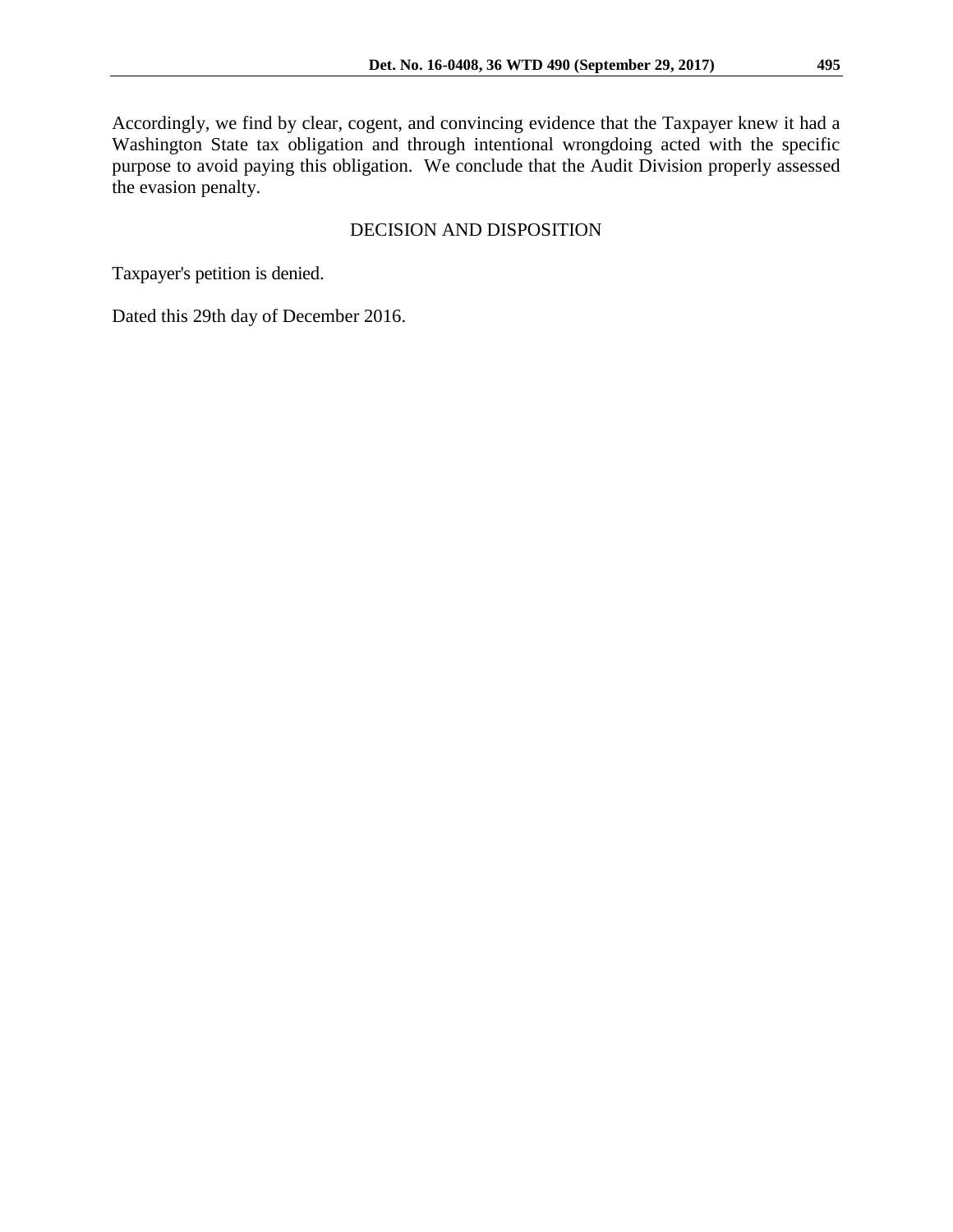Accordingly, we find by clear, cogent, and convincing evidence that the Taxpayer knew it had a Washington State tax obligation and through intentional wrongdoing acted with the specific purpose to avoid paying this obligation. We conclude that the Audit Division properly assessed the evasion penalty.

## DECISION AND DISPOSITION

Taxpayer's petition is denied.

Dated this 29th day of December 2016.